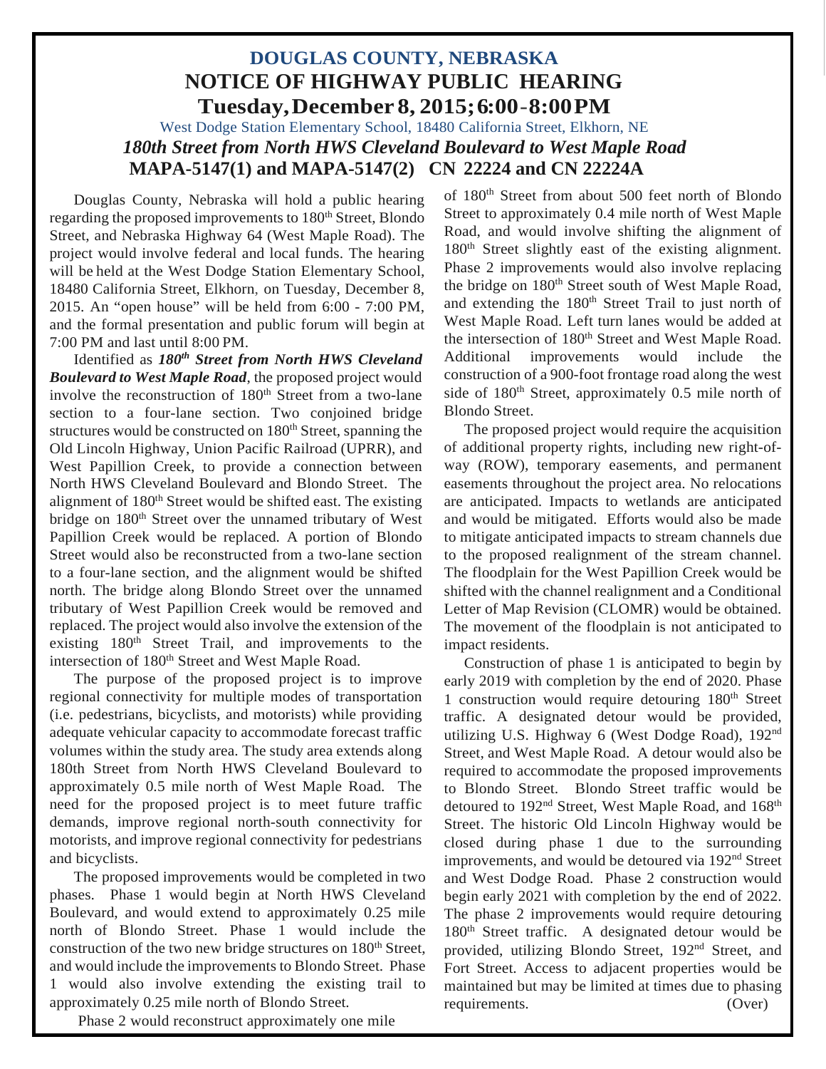# DOUGLAS COUNTY, NEBRASKA

## NOTICE OF HIGHWAY PUBLIC HEARING

## Tuesday, December 8, 2015; 6:00-8:00 PM

West Dodge Station Elementary School, 18480 California Street, Elkhorn, NE

***180th Street from North HWS Cleveland Boulevard to West Maple Road***

**MAPA-5147(1) and MAPA-5147(2) CN 22224 and CN 22224A**

Douglas County, Nebraska will hold a public hearing regarding the proposed improvements to 180th Street, Blondo Street, and Nebraska Highway 64 (West Maple Road). The project would involve federal and local funds. The hearing will be held at the West Dodge Station Elementary School, 18480 California Street, Elkhorn, on Tuesday, December 8, 2015. An "open house" will be held from 6:00 - 7:00 PM, and the formal presentation and public forum will begin at 7:00 PM and last until 8:00 PM.

Identified as ***180th Street from North HWS Cleveland Boulevard to West Maple Road***, the proposed project would involve the reconstruction of 180th Street from a two-lane section to a four-lane section. Two conjoined bridge structures would be constructed on 180th Street, spanning the Old Lincoln Highway, Union Pacific Railroad (UPRR), and West Papillion Creek, to provide a connection between North HWS Cleveland Boulevard and Blondo Street. The alignment of 180th Street would be shifted east. The existing bridge on 180th Street over the unnamed tributary of West Papillion Creek would be replaced. A portion of Blondo Street would also be reconstructed from a two-lane section to a four-lane section, and the alignment would be shifted north. The bridge along Blondo Street over the unnamed tributary of West Papillion Creek would be removed and replaced. The project would also involve the extension of the existing 180th Street Trail, and improvements to the intersection of 180th Street and West Maple Road.

The purpose of the proposed project is to improve regional connectivity for multiple modes of transportation (i.e. pedestrians, bicyclists, and motorists) while providing adequate vehicular capacity to accommodate forecast traffic volumes within the study area. The study area extends along 180th Street from North HWS Cleveland Boulevard to approximately 0.5 mile north of West Maple Road. The need for the proposed project is to meet future traffic demands, improve regional north-south connectivity for motorists, and improve regional connectivity for pedestrians and bicyclists.

The proposed improvements would be completed in two phases. Phase 1 would begin at North HWS Cleveland Boulevard, and would extend to approximately 0.25 mile north of Blondo Street. Phase 1 would include the construction of the two new bridge structures on 180th Street, and would include the improvements to Blondo Street. Phase 1 would also involve extending the existing trail to approximately 0.25 mile north of Blondo Street.

Phase 2 would reconstruct approximately one mile of 180th Street from about 500 feet north of Blondo Street to approximately 0.4 mile north of West Maple Road, and would involve shifting the alignment of 180th Street slightly east of the existing alignment. Phase 2 improvements would also involve replacing the bridge on 180th Street south of West Maple Road, and extending the 180th Street Trail to just north of West Maple Road. Left turn lanes would be added at the intersection of 180th Street and West Maple Road. Additional improvements would include the construction of a 900-foot frontage road along the west side of 180th Street, approximately 0.5 mile north of Blondo Street.

The proposed project would require the acquisition of additional property rights, including new right-of-way (ROW), temporary easements, and permanent easements throughout the project area. No relocations are anticipated. Impacts to wetlands are anticipated and would be mitigated. Efforts would also be made to mitigate anticipated impacts to stream channels due to the proposed realignment of the stream channel. The floodplain for the West Papillion Creek would be shifted with the channel realignment and a Conditional Letter of Map Revision (CLOMR) would be obtained. The movement of the floodplain is not anticipated to impact residents.

Construction of phase 1 is anticipated to begin by early 2019 with completion by the end of 2020. Phase 1 construction would require detouring 180th Street traffic. A designated detour would be provided, utilizing U.S. Highway 6 (West Dodge Road), 192nd Street, and West Maple Road. A detour would also be required to accommodate the proposed improvements to Blondo Street. Blondo Street traffic would be detoured to 192nd Street, West Maple Road, and 168th Street. The historic Old Lincoln Highway would be closed during phase 1 due to the surrounding improvements, and would be detoured via 192nd Street and West Dodge Road. Phase 2 construction would begin early 2021 with completion by the end of 2022. The phase 2 improvements would require detouring 180th Street traffic. A designated detour would be provided, utilizing Blondo Street, 192nd Street, and Fort Street. Access to adjacent properties would be maintained but may be limited at times due to phasing requirements. (Over)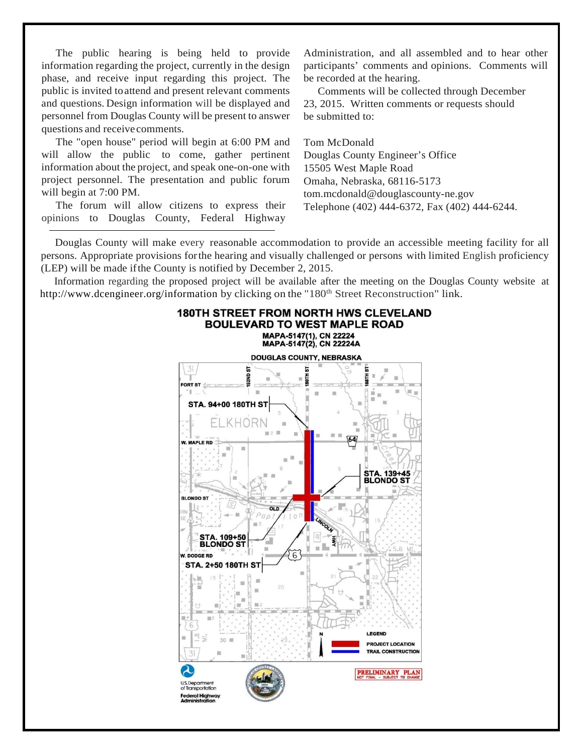The public hearing is being held to provide information regarding the project, currently in the design phase, and receive input regarding this project. The public is invited to attend and present relevant comments and questions. Design information will be displayed and personnel from Douglas County will be present to answer questions and receive comments.

The "open house" period will begin at 6:00 PM and will allow the public to come, gather pertinent information about the project, and speak one-on-one with project personnel. The presentation and public forum will begin at 7:00 PM.

The forum will allow citizens to express their opinions to Douglas County, Federal Highway Administration, and all assembled and to hear other participants' comments and opinions. Comments will be recorded at the hearing.

Comments will be collected through December 23, 2015. Written comments or requests should be submitted to:

Tom McDonald
Douglas County Engineer's Office
15505 West Maple Road
Omaha, Nebraska, 68116-5173
tom.mcdonald@douglascounty-ne.gov
Telephone (402) 444-6372, Fax (402) 444-6244.

Douglas County will make every reasonable accommodation to provide an accessible meeting facility for all persons. Appropriate provisions for the hearing and visually challenged or persons with limited English proficiency (LEP) will be made if the County is notified by December 2, 2015.

Information regarding the proposed project will be available after the meeting on the Douglas County website at http://www.dcengineer.org/information by clicking on the "180th Street Reconstruction" link.

## 180TH STREET FROM NORTH HWS CLEVELAND BOULEVARD TO WEST MAPLE ROAD

MAPA-5147(1), CN 22224
MAPA-5147(2), CN 22224A

DOUGLAS COUNTY, NEBRASKA

FORT ST, 192ND ST, 180TH ST, 168TH ST, ELKHORN, W. MAPLE RD, BLONDO ST, OLD LINCOLN HWY, W. DODGE RD

STA. 94+00 180TH ST
STA. 139+45 BLONDO ST
STA. 109+50 BLONDO ST
STA. 2+50 180TH ST

LEGEND
PROJECT LOCATION
TRAIL CONSTRUCTION

PRELIMINARY PLAN
NOT FINAL – SUBJECT TO CHANGE

U.S. Department of Transportation
Federal Highway Administration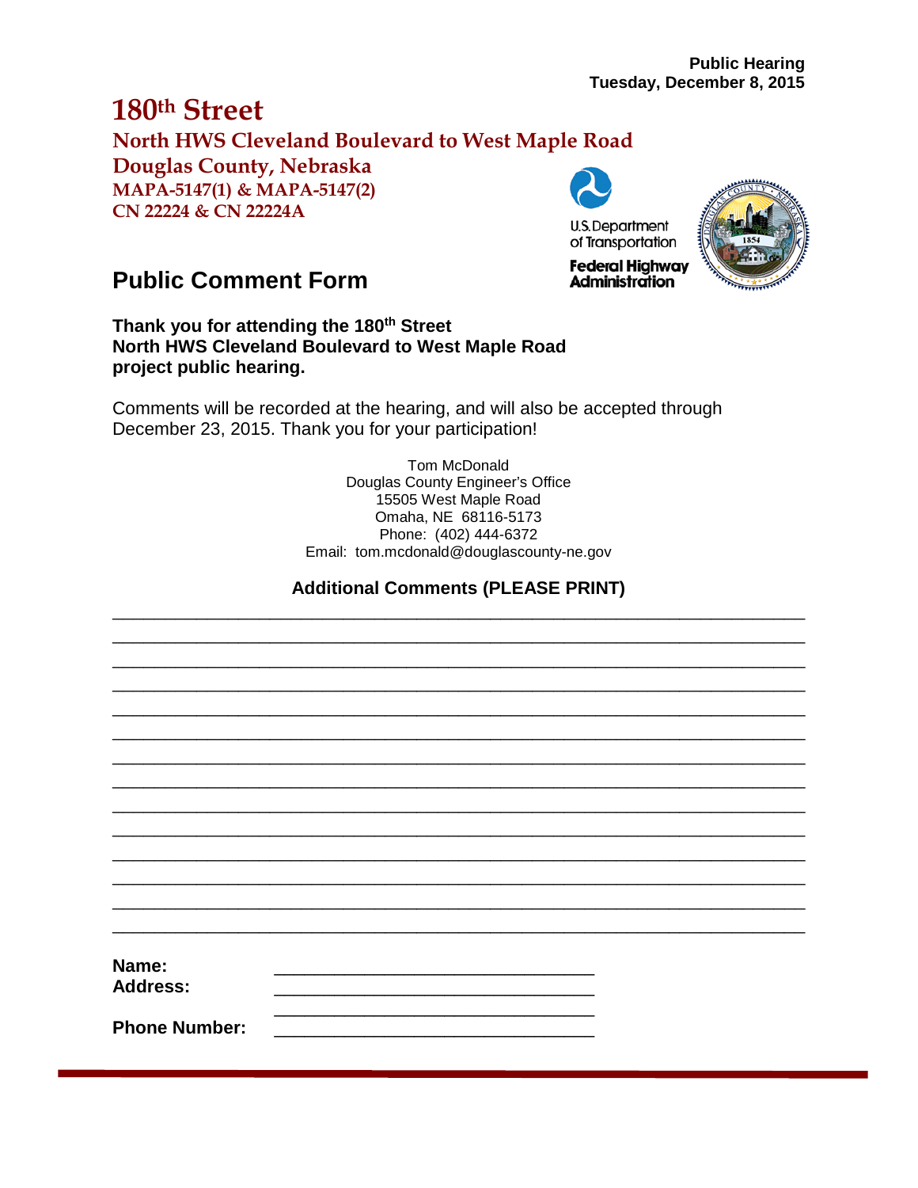**Public Hearing**
**Tuesday, December 8, 2015**

# 180th Street

## North HWS Cleveland Boulevard to West Maple Road

## Douglas County, Nebraska

**MAPA-5147(1) & MAPA-5147(2)**
**CN 22224 & CN 22224A**

U.S. Department of Transportation
**Federal Highway Administration**

## Public Comment Form

**Thank you for attending the 180th Street North HWS Cleveland Boulevard to West Maple Road project public hearing.**

Comments will be recorded at the hearing, and will also be accepted through December 23, 2015. Thank you for your participation!

Tom McDonald
Douglas County Engineer's Office
15505 West Maple Road
Omaha, NE 68116-5173
Phone: (402) 444-6372
Email: tom.mcdonald@douglascounty-ne.gov

### Additional Comments (PLEASE PRINT)

________________________________________________________________________
________________________________________________________________________
________________________________________________________________________
________________________________________________________________________
________________________________________________________________________
________________________________________________________________________
________________________________________________________________________
________________________________________________________________________
________________________________________________________________________
________________________________________________________________________
________________________________________________________________________
________________________________________________________________________
________________________________________________________________________
________________________________________________________________________

**Name:** ________________________________

**Address:** ________________________________
________________________________

**Phone Number:** ________________________________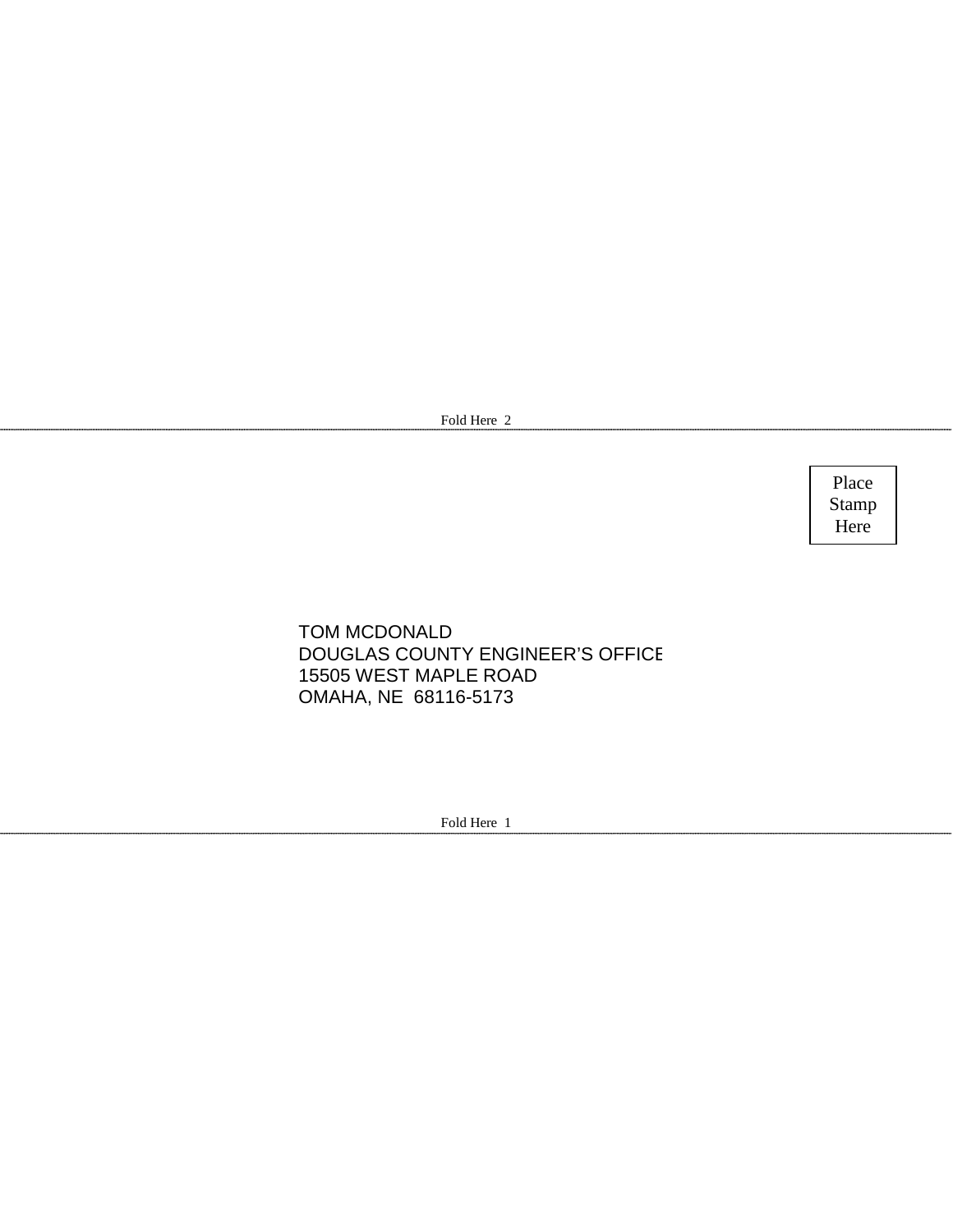Fold Here 2

---

Place
Stamp
Here

TOM MCDONALD
DOUGLAS COUNTY ENGINEER'S OFFICE
15505 WEST MAPLE ROAD
OMAHA, NE 68116-5173

Fold Here 1

---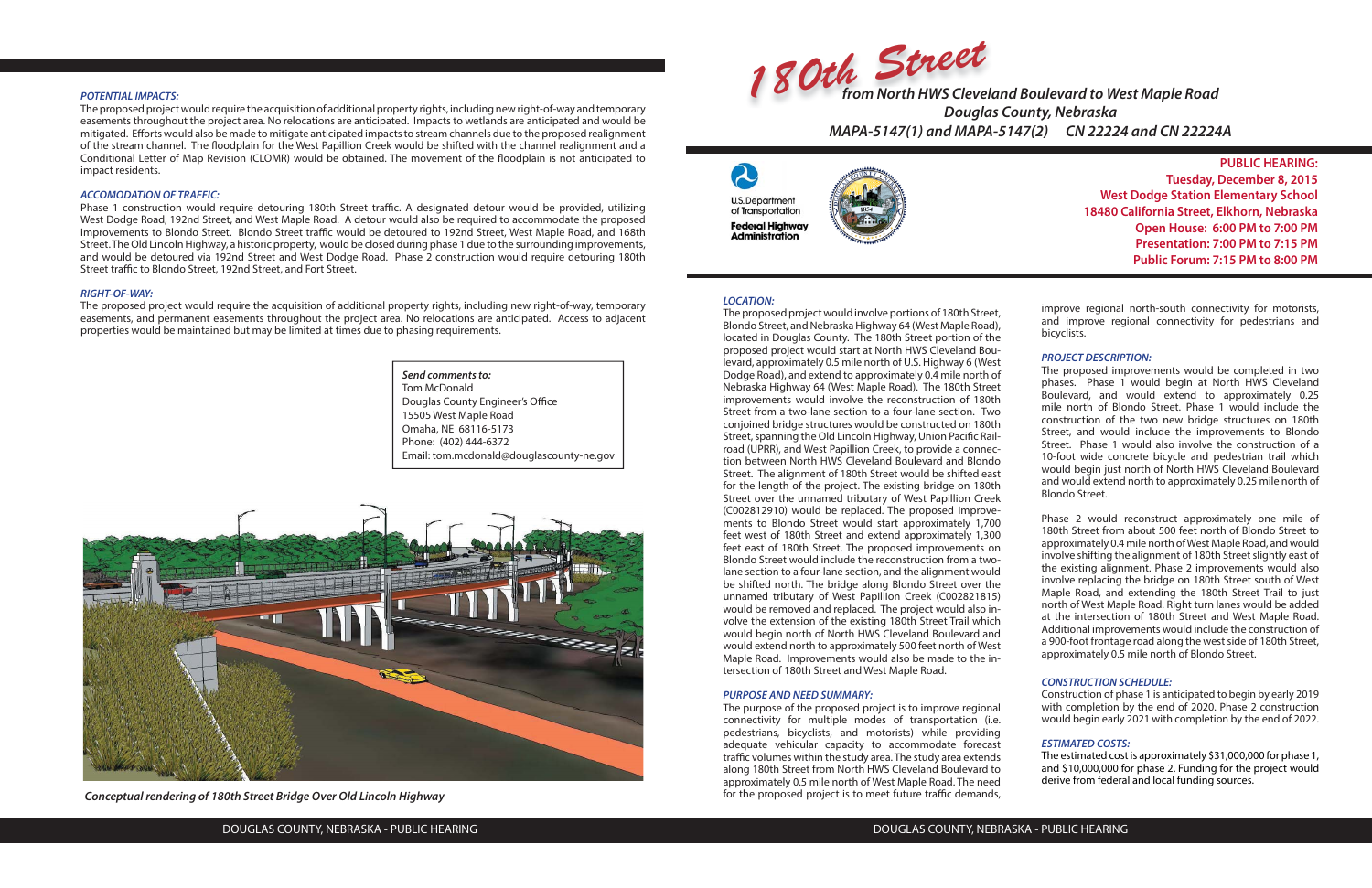# 180th Street

## from North HWS Cleveland Boulevard to West Maple Road
## Douglas County, Nebraska
## MAPA-5147(1) and MAPA-5147(2) CN 22224 and CN 22224A

U.S. Department of Transportation
Federal Highway Administration

**PUBLIC HEARING:**
**Tuesday, December 8, 2015**
**West Dodge Station Elementary School**
**18480 California Street, Elkhorn, Nebraska**
**Open House: 6:00 PM to 7:00 PM**
**Presentation: 7:00 PM to 7:15 PM**
**Public Forum: 7:15 PM to 8:00 PM**

### *LOCATION:*

The proposed project would involve portions of 180th Street, Blondo Street, and Nebraska Highway 64 (West Maple Road), located in Douglas County. The 180th Street portion of the proposed project would start at North HWS Cleveland Boulevard, approximately 0.5 mile north of U.S. Highway 6 (West Dodge Road), and extend to approximately 0.4 mile north of Nebraska Highway 64 (West Maple Road). The 180th Street improvements would involve the reconstruction of 180th Street from a two-lane section to a four-lane section. Two conjoined bridge structures would be constructed on 180th Street, spanning the Old Lincoln Highway, Union Pacific Railroad (UPRR), and West Papillion Creek, to provide a connection between North HWS Cleveland Boulevard and Blondo Street. The alignment of 180th Street would be shifted east for the length of the project. The existing bridge on 180th Street over the unnamed tributary of West Papillion Creek (C002812910) would be replaced. The proposed improvements to Blondo Street would start approximately 1,700 feet west of 180th Street and extend approximately 1,300 feet east of 180th Street. The proposed improvements on Blondo Street would include the reconstruction from a two-lane section to a four-lane section, and the alignment would be shifted north. The bridge along Blondo Street over the unnamed tributary of West Papillion Creek (C002821815) would be removed and replaced. The project would also involve the extension of the existing 180th Street Trail which would begin north of North HWS Cleveland Boulevard and would extend north to approximately 500 feet north of West Maple Road. Improvements would also be made to the intersection of 180th Street and West Maple Road.

### *PURPOSE AND NEED SUMMARY:*

The purpose of the proposed project is to improve regional connectivity for multiple modes of transportation (i.e. pedestrians, bicyclists, and motorists) while providing adequate vehicular capacity to accommodate forecast traffic volumes within the study area. The study area extends along 180th Street from North HWS Cleveland Boulevard to approximately 0.5 mile north of West Maple Road. The need for the proposed project is to meet future traffic demands, improve regional north-south connectivity for motorists, and improve regional connectivity for pedestrians and bicyclists.

### *PROJECT DESCRIPTION:*

The proposed improvements would be completed in two phases. Phase 1 would begin at North HWS Cleveland Boulevard, and would extend to approximately 0.25 mile north of Blondo Street. Phase 1 would include the construction of the two new bridge structures on 180th Street, and would include the improvements to Blondo Street. Phase 1 would also involve the construction of a 10-foot wide concrete bicycle and pedestrian trail which would begin just north of North HWS Cleveland Boulevard and would extend north to approximately 0.25 mile north of Blondo Street.

Phase 2 would reconstruct approximately one mile of 180th Street from about 500 feet north of Blondo Street to approximately 0.4 mile north of West Maple Road, and would involve shifting the alignment of 180th Street slightly east of the existing alignment. Phase 2 improvements would also involve replacing the bridge on 180th Street south of West Maple Road, and extending the 180th Street Trail to just north of West Maple Road. Right turn lanes would be added at the intersection of 180th Street and West Maple Road. Additional improvements would include the construction of a 900-foot frontage road along the west side of 180th Street, approximately 0.5 mile north of Blondo Street.

### *CONSTRUCTION SCHEDULE:*

Construction of phase 1 is anticipated to begin by early 2019 with completion by the end of 2020. Phase 2 construction would begin early 2021 with completion by the end of 2022.

### *ESTIMATED COSTS:*

The estimated cost is approximately $31,000,000 for phase 1, and $10,000,000 for phase 2. Funding for the project would derive from federal and local funding sources.

### *POTENTIAL IMPACTS:*

The proposed project would require the acquisition of additional property rights, including new right-of-way and temporary easements throughout the project area. No relocations are anticipated. Impacts to wetlands are anticipated and would be mitigated. Efforts would also be made to mitigate anticipated impacts to stream channels due to the proposed realignment of the stream channel. The floodplain for the West Papillion Creek would be shifted with the channel realignment and a Conditional Letter of Map Revision (CLOMR) would be obtained. The movement of the floodplain is not anticipated to impact residents.

### *ACCOMODATION OF TRAFFIC:*

Phase 1 construction would require detouring 180th Street traffic. A designated detour would be provided, utilizing West Dodge Road, 192nd Street, and West Maple Road. A detour would also be required to accommodate the proposed improvements to Blondo Street. Blondo Street traffic would be detoured to 192nd Street, West Maple Road, and 168th Street. The Old Lincoln Highway, a historic property, would be closed during phase 1 due to the surrounding improvements, and would be detoured via 192nd Street and West Dodge Road. Phase 2 construction would require detouring 180th Street traffic to Blondo Street, 192nd Street, and Fort Street.

### *RIGHT-OF-WAY:*

The proposed project would require the acquisition of additional property rights, including new right-of-way, temporary easements, and permanent easements throughout the project area. No relocations are anticipated. Access to adjacent properties would be maintained but may be limited at times due to phasing requirements.

***Send comments to:***
Tom McDonald
Douglas County Engineer's Office
15505 West Maple Road
Omaha, NE 68116-5173
Phone: (402) 444-6372
Email: tom.mcdonald@douglascounty-ne.gov

*Conceptual rendering of 180th Street Bridge Over Old Lincoln Highway*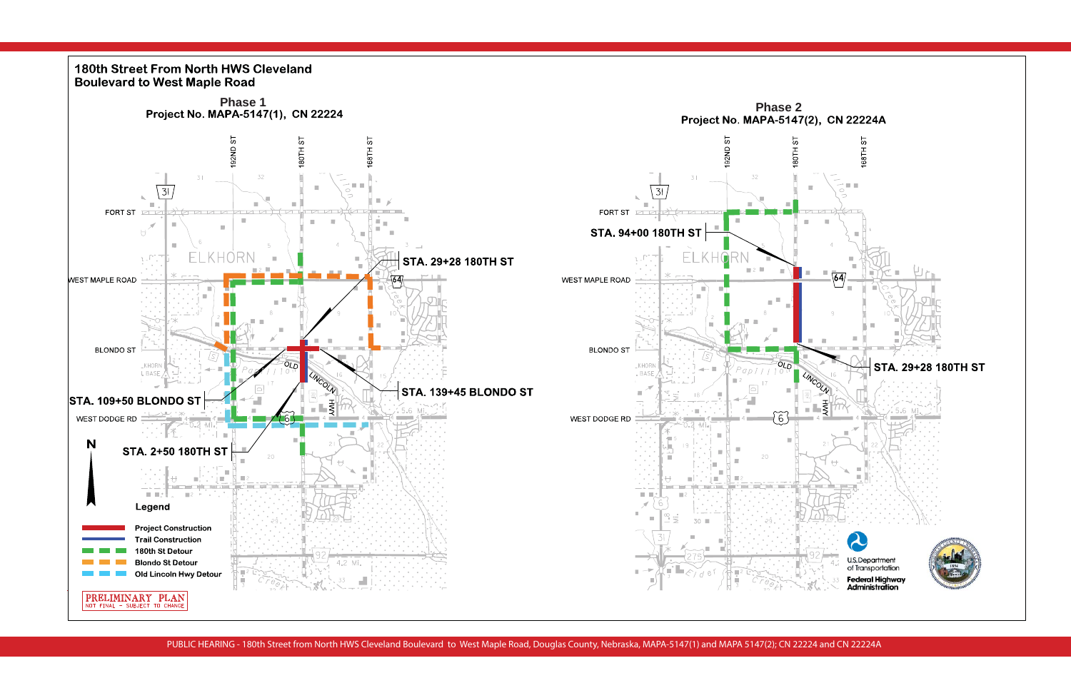# 180th Street From North HWS Cleveland Boulevard to West Maple Road

## Phase 1
**Project No. MAPA-5147(1), CN 22224**

192ND ST
180TH ST
168TH ST
FORT ST
ELKHORN
WEST MAPLE ROAD
BLONDO ST
WEST DODGE RD
STA. 29+28 180TH ST
STA. 139+45 BLONDO ST
STA. 109+50 BLONDO ST
STA. 2+50 180TH ST
OLD LINCOLN HWY

N

**Legend**

- Project Construction
- Trail Construction
- 180th St Detour
- Blondo St Detour
- Old Lincoln Hwy Detour

PRELIMINARY PLAN
NOT FINAL – SUBJECT TO CHANGE

## Phase 2
**Project No. MAPA-5147(2), CN 22224A**

192ND ST
180TH ST
168TH ST
FORT ST
STA. 94+00 180TH ST
ELKHORN
WEST MAPLE ROAD
BLONDO ST
STA. 29+28 180TH ST
WEST DODGE RD
OLD LINCOLN HWY

U.S. Department of Transportation
Federal Highway Administration

PUBLIC HEARING - 180th Street from North HWS Cleveland Boulevard to West Maple Road, Douglas County, Nebraska, MAPA-5147(1) and MAPA 5147(2); CN 22224 and CN 22224A